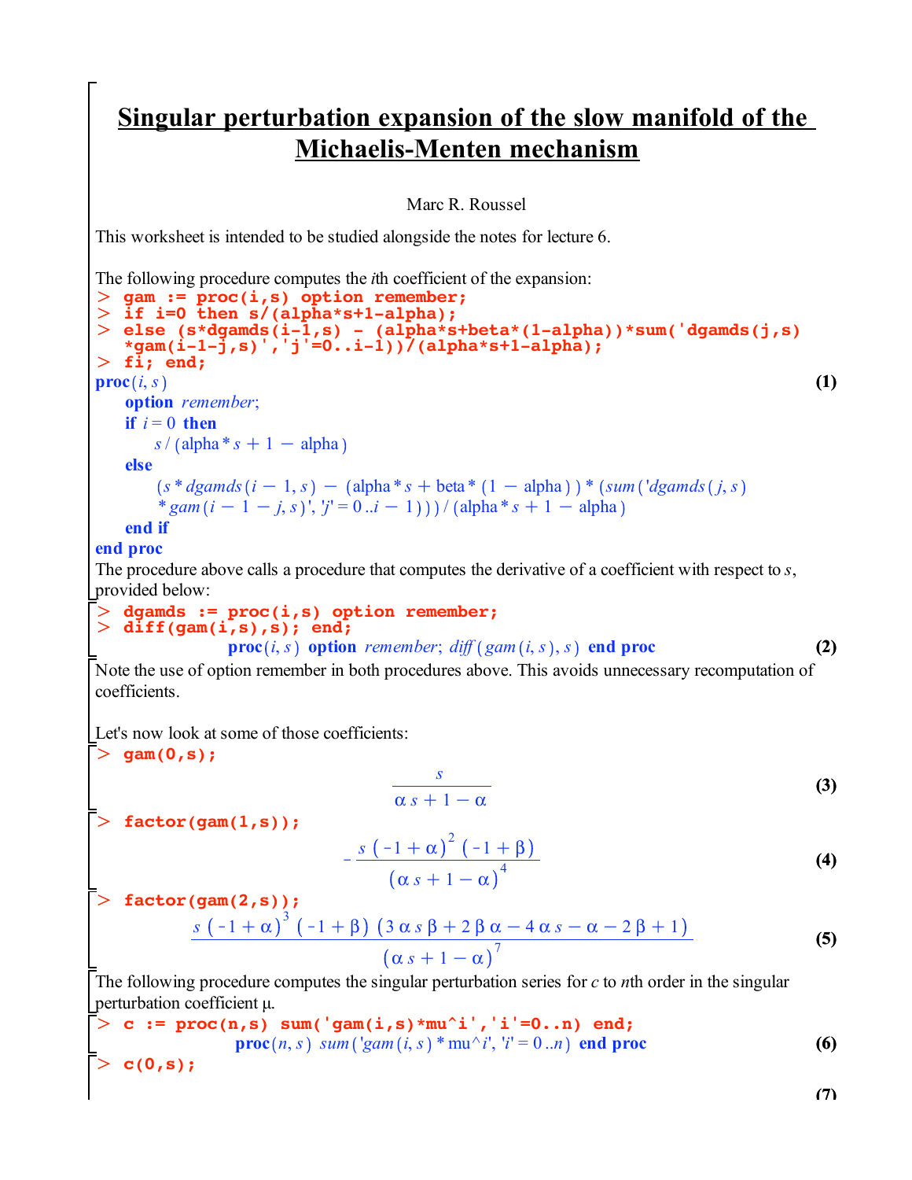# Singular perturbation expansion of the slow manifold of the Michaelis-Menten mechanism

Marc R. Roussel

This worksheet is intended to be studied alongside the notes for lecture 6.

The following procedure computes the $i$th coefficient of the expansion:

```
> gam := proc(i,s) option remember;
> if i=0 then s/(alpha*s+1-alpha);
> else (s*dgamds(i-1,s) - (alpha*s+beta*(1-alpha))*sum('dgamds(j,s)
  *gam(i-1-j,s)','j'=0..i-1))/(alpha*s+1-alpha);
> fi; end;
```

```
proc(i, s)
    option remember;
    if i = 0 then
        s / (alpha * s + 1 - alpha)
    else
        (s * dgamds(i - 1, s) - (alpha * s + beta * (1 - alpha)) * (sum('dgamds(j, s)
        * gam(i - 1 - j, s)', 'j' = 0 ..i - 1))) / (alpha * s + 1 - alpha)
    end if
end proc
```
**(1)**

The procedure above calls a procedure that computes the derivative of a coefficient with respect to $s$, provided below:

```
> dgamds := proc(i,s) option remember;
> diff(gam(i,s),s); end;
```

```
proc(i, s) option remember; diff(gam(i, s), s) end proc
```
**(2)**

Note the use of option remember in both procedures above. This avoids unnecessary recomputation of coefficients.

Let's now look at some of those coefficients:

```
> gam(0,s);
```

$$\frac{s}{\alpha s+1-\alpha} \qquad \textbf{(3)}$$

```
> factor(gam(1,s));
```

$$-\frac{s\,(-1+\alpha)^2\,(-1+\beta)}{(\alpha s+1-\alpha)^4} \qquad \textbf{(4)}$$

```
> factor(gam(2,s));
```

$$\frac{s\,(-1+\alpha)^3\,(-1+\beta)\,(3\,\alpha\,s\,\beta+2\,\beta\,\alpha-4\,\alpha\,s-\alpha-2\,\beta+1)}{(\alpha s+1-\alpha)^7} \qquad \textbf{(5)}$$

The following procedure computes the singular perturbation series for $c$ to $n$th order in the singular perturbation coefficient $\mu$.

```
> c := proc(n,s) sum('gam(i,s)*mu^i','i'=0..n) end;
```

```
proc(n, s) sum('gam(i, s) * mu^i', 'i' = 0 ..n) end proc
```
**(6)**

```
> c(0,s);
```

**(7)**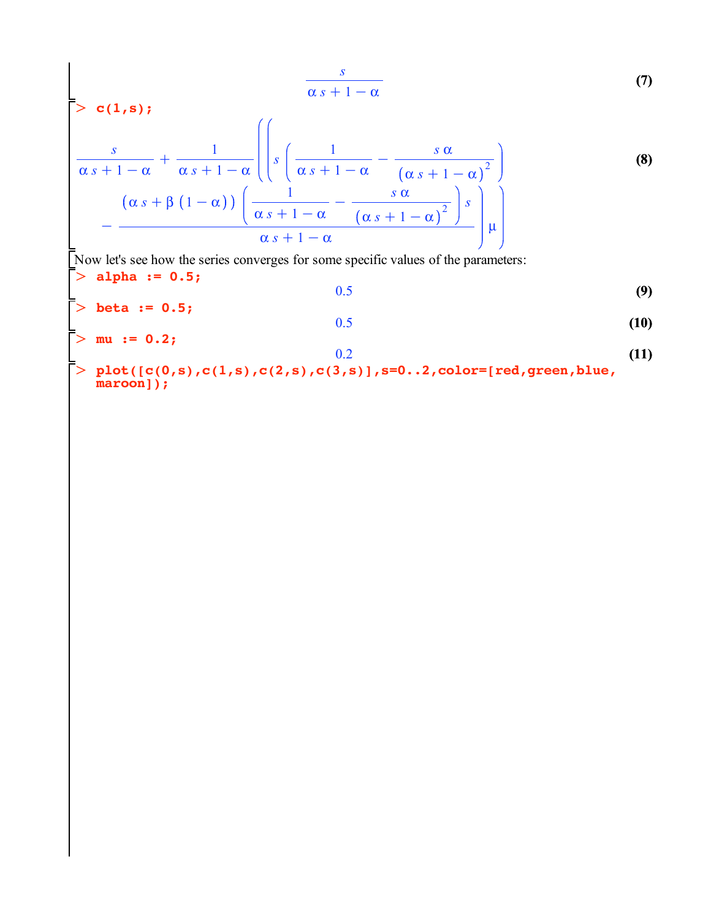$$\frac{s}{\alpha s + 1 - \alpha} \tag{7}$$

```
> c(1,s);
```

$$\frac{s}{\alpha s + 1 - \alpha} + \frac{1}{\alpha s + 1 - \alpha}\left(\left(s\left(\frac{1}{\alpha s + 1 - \alpha} - \frac{s\,\alpha}{(\alpha s + 1 - \alpha)^2}\right) - \frac{(\alpha s + \beta(1-\alpha))\left(\frac{1}{\alpha s + 1 - \alpha} - \frac{s\,\alpha}{(\alpha s + 1 - \alpha)^2}\right)s}{\alpha s + 1 - \alpha}\right)\mu\right) \tag{8}$$

Now let's see how the series converges for some specific values of the parameters:

```
> alpha := 0.5;
```

$$0.5 \tag{9}$$

```
> beta := 0.5;
```

$$0.5 \tag{10}$$

```
> mu := 0.2;
```

$$0.2 \tag{11}$$

```
> plot([c(0,s),c(1,s),c(2,s),c(3,s)],s=0..2,color=[red,green,blue,
  maroon]);
```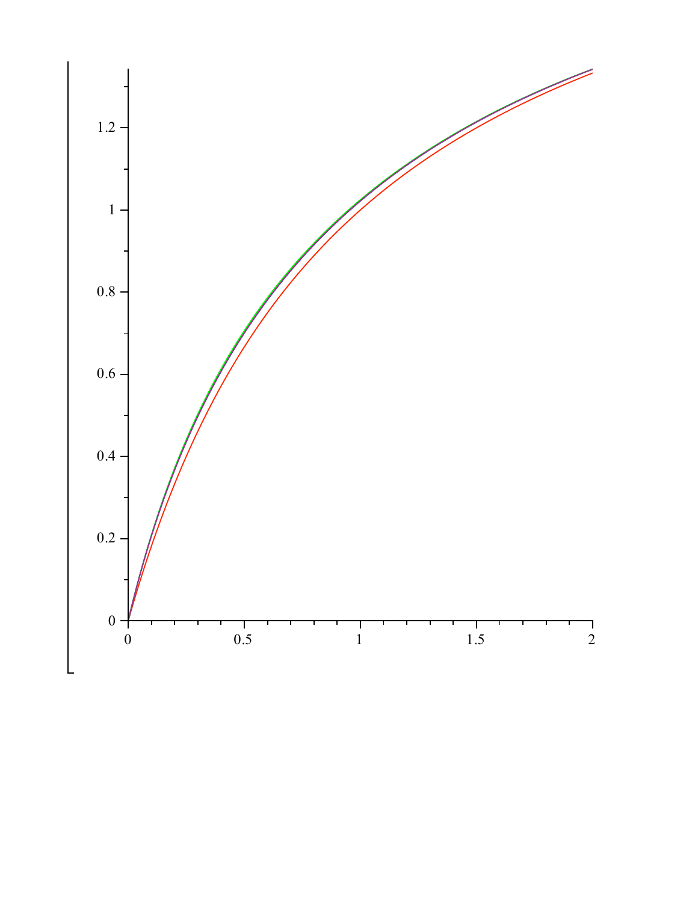1.2

1

0.8

0.6

0.4

0.2

0

0

0.5

1

1.5

2